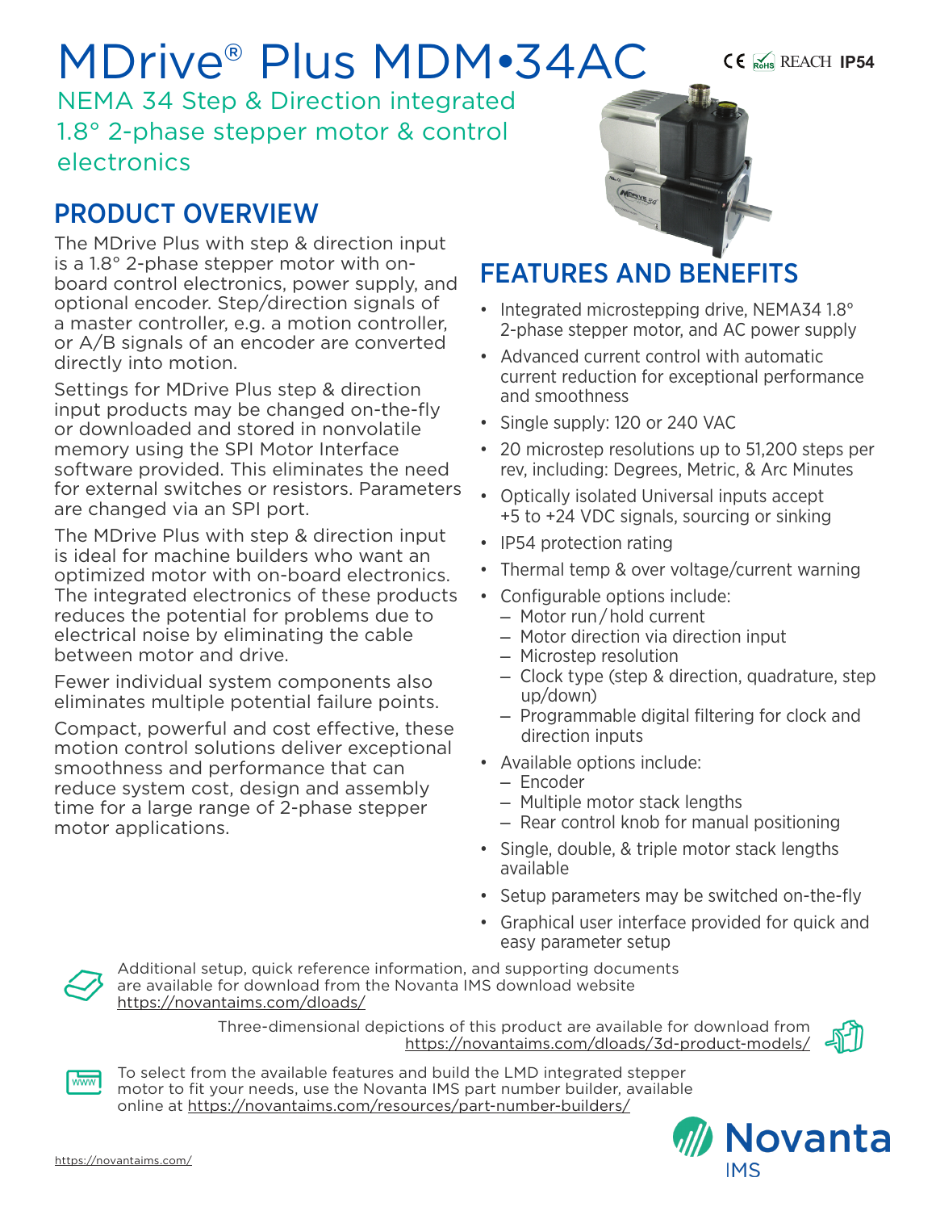# MDrive® Plus MDM•34AC

CE RoHS REACH **IP54**

NEMA 34 Step & Direction integrated 1.8° 2-phase stepper motor & control electronics

## PRODUCT OVERVIEW

The MDrive Plus with step & direction input is a 1.8° 2-phase stepper motor with on-board control electronics, power supply, and optional encoder. Step/direction signals of a master controller, e.g. a motion controller, or A/B signals of an encoder are converted directly into motion.

Settings for MDrive Plus step & direction input products may be changed on-the-fly or downloaded and stored in nonvolatile memory using the SPI Motor Interface software provided. This eliminates the need for external switches or resistors. Parameters are changed via an SPI port.

The MDrive Plus with step & direction input is ideal for machine builders who want an optimized motor with on-board electronics. The integrated electronics of these products reduces the potential for problems due to electrical noise by eliminating the cable between motor and drive.

Fewer individual system components also eliminates multiple potential failure points.

Compact, powerful and cost effective, these motion control solutions deliver exceptional smoothness and performance that can reduce system cost, design and assembly time for a large range of 2-phase stepper motor applications.

## FEATURES AND BENEFITS

- Integrated microstepping drive, NEMA34 1.8° 2-phase stepper motor, and AC power supply
- Advanced current control with automatic current reduction for exceptional performance and smoothness
- Single supply: 120 or 240 VAC
- 20 microstep resolutions up to 51,200 steps per rev, including: Degrees, Metric, & Arc Minutes
- Optically isolated Universal inputs accept +5 to +24 VDC signals, sourcing or sinking
- IP54 protection rating
- Thermal temp & over voltage/current warning
- Configurable options include:
  - Motor run / hold current
  - Motor direction via direction input
  - Microstep resolution
  - Clock type (step & direction, quadrature, step up/down)
  - Programmable digital filtering for clock and direction inputs
- Available options include:
  - Encoder
  - Multiple motor stack lengths
  - Rear control knob for manual positioning
- Single, double, & triple motor stack lengths available
- Setup parameters may be switched on-the-fly
- Graphical user interface provided for quick and easy parameter setup

Additional setup, quick reference information, and supporting documents are available for download from the Novanta IMS download website https://novantaims.com/dloads/

Three-dimensional depictions of this product are available for download from https://novantaims.com/dloads/3d-product-models/

To select from the available features and build the LMD integrated stepper motor to fit your needs, use the Novanta IMS part number builder, available online at https://novantaims.com/resources/part-number-builders/

https://novantaims.com/

Novanta IMS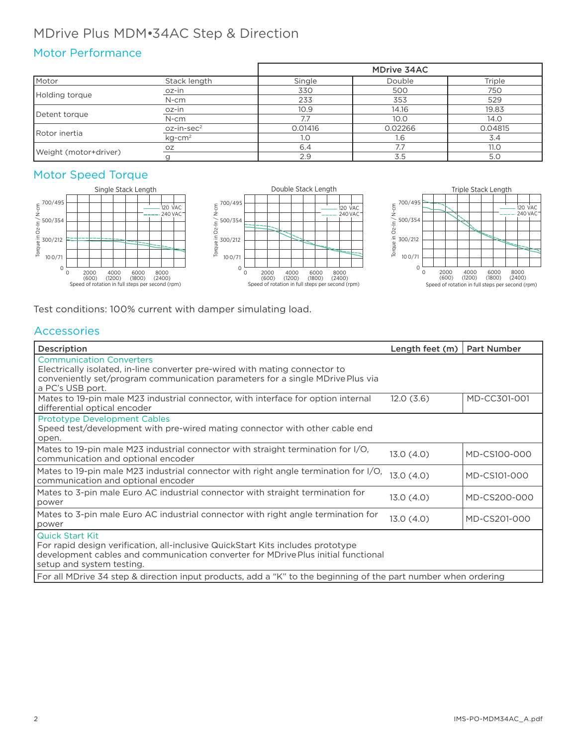# MDrive Plus MDM•34AC Step & Direction

## Motor Performance

| | | MDrive 34AC | | |
|---|---|---|---|---|
| Motor | Stack length | Single | Double | Triple |
| Holding torque | oz-in | 330 | 500 | 750 |
| | N-cm | 233 | 353 | 529 |
| Detent torque | oz-in | 10.9 | 14.16 | 19.83 |
| | N-cm | 7.7 | 10.0 | 14.0 |
| Rotor inertia | oz-in-sec$^2$ | 0.01416 | 0.02266 | 0.04815 |
| | kg-cm$^2$ | 1.0 | 1.6 | 3.4 |
| Weight (motor+driver) | oz | 6.4 | 7.7 | 11.0 |
| | g | 2.9 | 3.5 | 5.0 |

## Motor Speed Torque

Single Stack Length

Torque in Oz-In / N-cm

700/495
500/354
300/212
100/71
0

120 VAC
240 VAC

0 2000 (600) 4000 (1200) 6000 (1800) 8000 (2400)

Speed of rotation in full steps per second (rpm)

Double Stack Length

Torque in Oz-In / N-cm

700/495
500/354
300/212
100/71
0

120 VAC
240 VAC

0 2000 (600) 4000 (1200) 6000 (1800) 8000 (2400)

Speed of rotation in full steps per second (rpm)

Triple Stack Length

Torque in Oz-In / N-cm

700/495
500/354
300/212
100/71
0

120 VAC
240 VAC

0 2000 (600) 4000 (1200) 6000 (1800) 8000 (2400)

Speed of rotation in full steps per second (rpm)

Test conditions: 100% current with damper simulating load.

## Accessories

| Description | Length feet (m) | Part Number |
|---|---|---|
| **Communication Converters**<br>Electrically isolated, in-line converter pre-wired with mating connector to conveniently set/program communication parameters for a single MDrive Plus via a PC's USB port. | | |
| Mates to 19-pin male M23 industrial connector, with interface for option internal differential optical encoder | 12.0 (3.6) | MD-CC301-001 |
| **Prototype Development Cables**<br>Speed test/development with pre-wired mating connector with other cable end open. | | |
| Mates to 19-pin male M23 industrial connector with straight termination for I/O, communication and optional encoder | 13.0 (4.0) | MD-CS100-000 |
| Mates to 19-pin male M23 industrial connector with right angle termination for I/O, communication and optional encoder | 13.0 (4.0) | MD-CS101-000 |
| Mates to 3-pin male Euro AC industrial connector with straight termination for power | 13.0 (4.0) | MD-CS200-000 |
| Mates to 3-pin male Euro AC industrial connector with right angle termination for power | 13.0 (4.0) | MD-CS201-000 |
| **Quick Start Kit**<br>For rapid design verification, all-inclusive QuickStart Kits includes prototype development cables and communication converter for MDrive Plus initial functional setup and system testing. | | |
| For all MDrive 34 step & direction input products, add a "K" to the beginning of the part number when ordering | | |